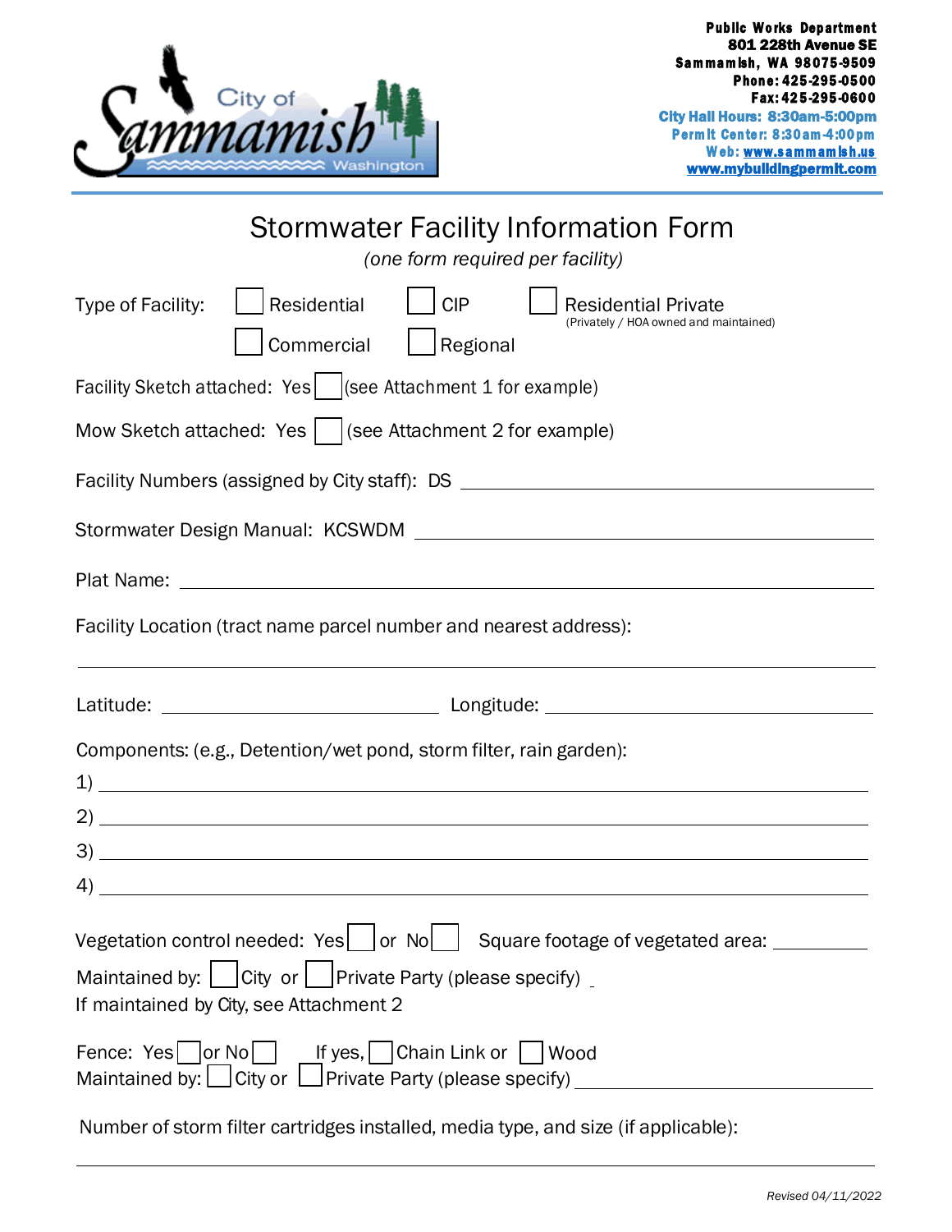City of Sammamish Washington

**Public Works Department**
**801 228th Avenue SE**
**Sammamish, WA 98075-9509**
**Phone: 425-295-0500**
**Fax: 425-295-0600**
**City Hall Hours: 8:30am-5:00pm**
**Permit Center: 8:30am-4:00pm**
**Web: www.sammamish.us**
**www.mybuildingpermit.com**

# Stormwater Facility Information Form

*(one form required per facility)*

Type of Facility: ☐ Residential ☐ CIP ☐ Residential Private (Privately / HOA owned and maintained)
☐ Commercial ☐ Regional

Facility Sketch attached: Yes ☐ (see Attachment 1 for example)

Mow Sketch attached: Yes ☐ (see Attachment 2 for example)

Facility Numbers (assigned by City staff): DS ____________________

Stormwater Design Manual: KCSWDM ____________________

Plat Name: ____________________

Facility Location (tract name parcel number and nearest address):

____________________

Latitude: ____________________ Longitude: ____________________

Components: (e.g., Detention/wet pond, storm filter, rain garden):

1) ____________________
2) ____________________
3) ____________________
4) ____________________

Vegetation control needed: Yes ☐ or No ☐ Square footage of vegetated area: __________

Maintained by: ☐ City or ☐ Private Party (please specify) _
If maintained by City, see Attachment 2

Fence: Yes ☐ or No ☐ If yes, ☐ Chain Link or ☐ Wood
Maintained by: ☐ City or ☐ Private Party (please specify) ____________________

Number of storm filter cartridges installed, media type, and size (if applicable):

____________________

*Revised 04/11/2022*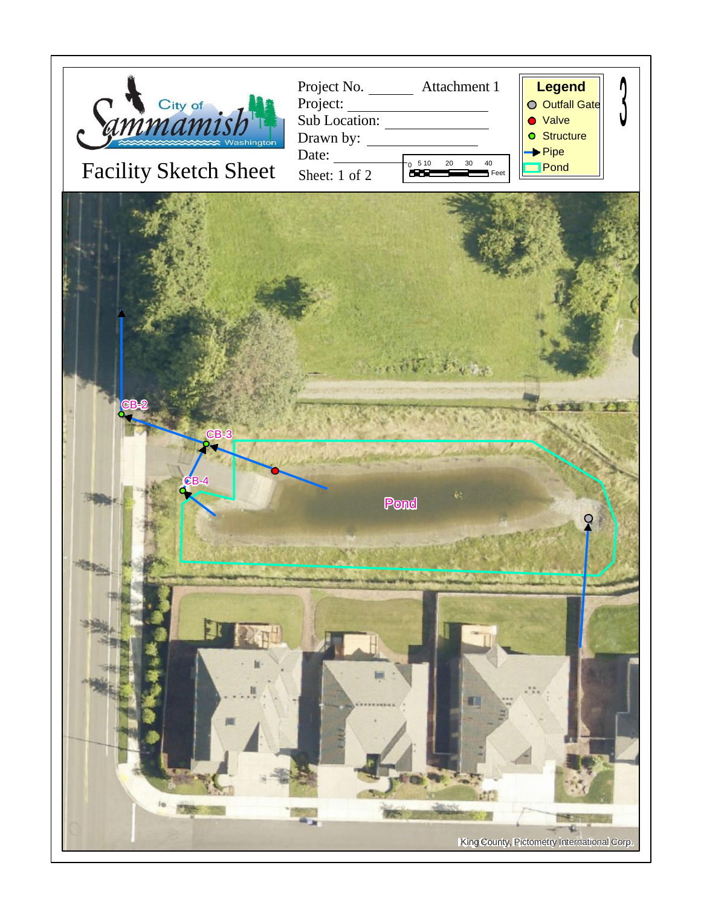City of Sammamish Washington

# Facility Sketch Sheet

Project No. ______ Attachment 1

Project: ____________________

Sub Location: ______________

Drawn by: _________________

Date: ____________

Sheet: 1 of 2

0 5 10 20 30 40 Feet

**Legend**

- Outfall Gate
- Valve
- Structure
- Pipe
- Pond

3

CB-2

CB-3

CB-4

Pond

King County, Pictometry International Corp.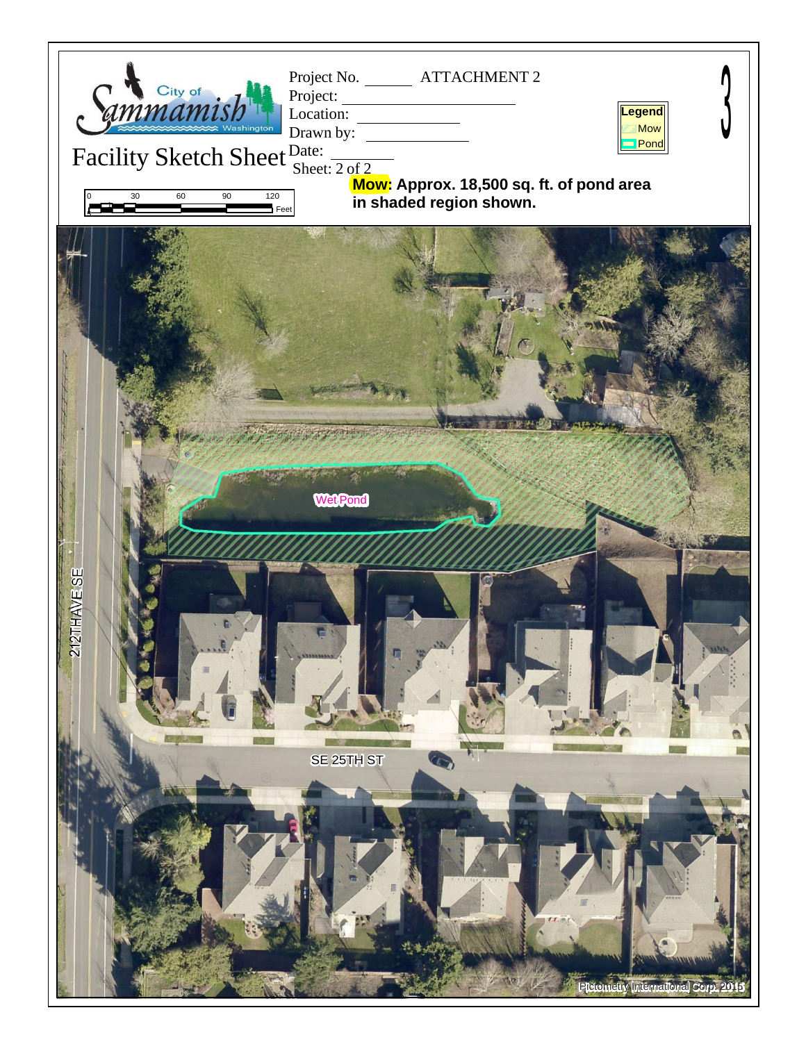City of Sammamish Washington

# Facility Sketch Sheet

Project No. ______ ATTACHMENT 2

Project: ______

Location: ______

Drawn by: ______

Date: ______

Sheet: 2 of 2

**Mow: Approx. 18,500 sq. ft. of pond area in shaded region shown.**

Legend
Mow
Pond

0 30 60 90 120 Feet

3

Wet Pond

212TH AVE SE

SE 25TH ST

Pictometry International Corp. 2015